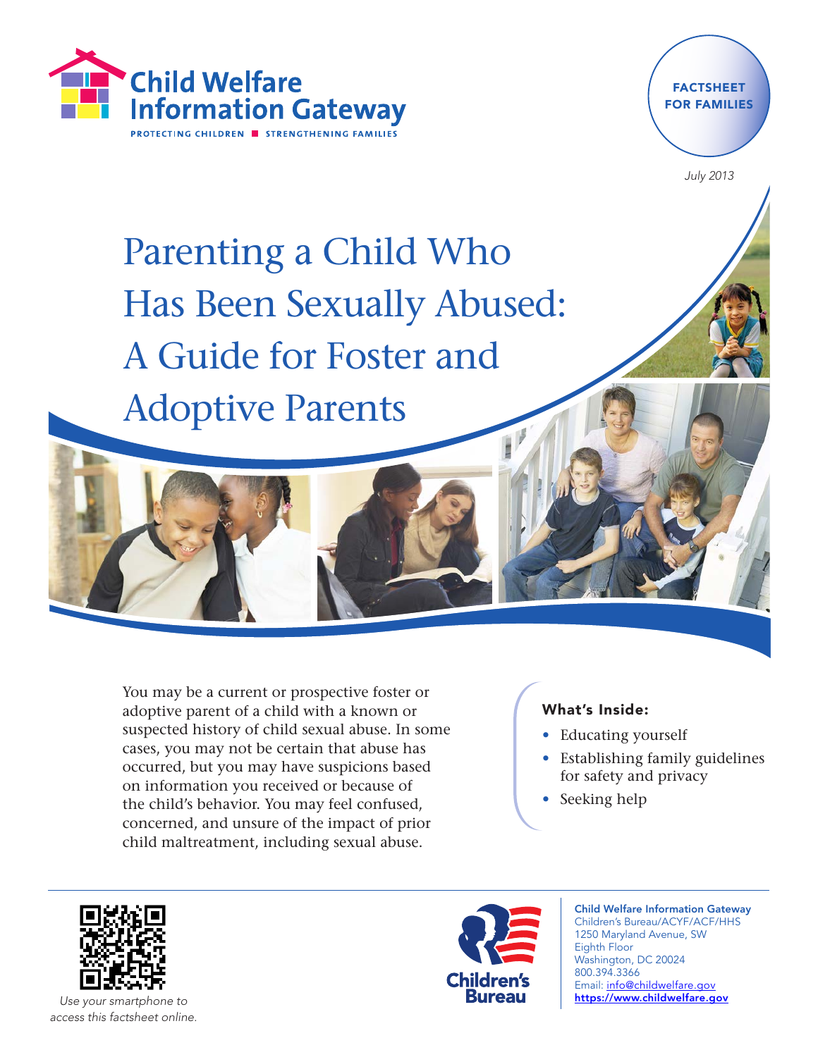Child Welfare Information Gateway

PROTECTING CHILDREN ■ STRENGTHENING FAMILIES

FACTSHEET FOR FAMILIES

*July 2013*

# Parenting a Child Who Has Been Sexually Abused: A Guide for Foster and Adoptive Parents

You may be a current or prospective foster or adoptive parent of a child with a known or suspected history of child sexual abuse. In some cases, you may not be certain that abuse has occurred, but you may have suspicions based on information you received or because of the child's behavior. You may feel confused, concerned, and unsure of the impact of prior child maltreatment, including sexual abuse.

**What's Inside:**

- Educating yourself
- Establishing family guidelines for safety and privacy
- Seeking help

*Use your smartphone to access this factsheet online.*

Children's Bureau

**Child Welfare Information Gateway**
Children's Bureau/ACYF/ACF/HHS
1250 Maryland Avenue, SW
Eighth Floor
Washington, DC 20024
800.394.3366
Email: info@childwelfare.gov
https://www.childwelfare.gov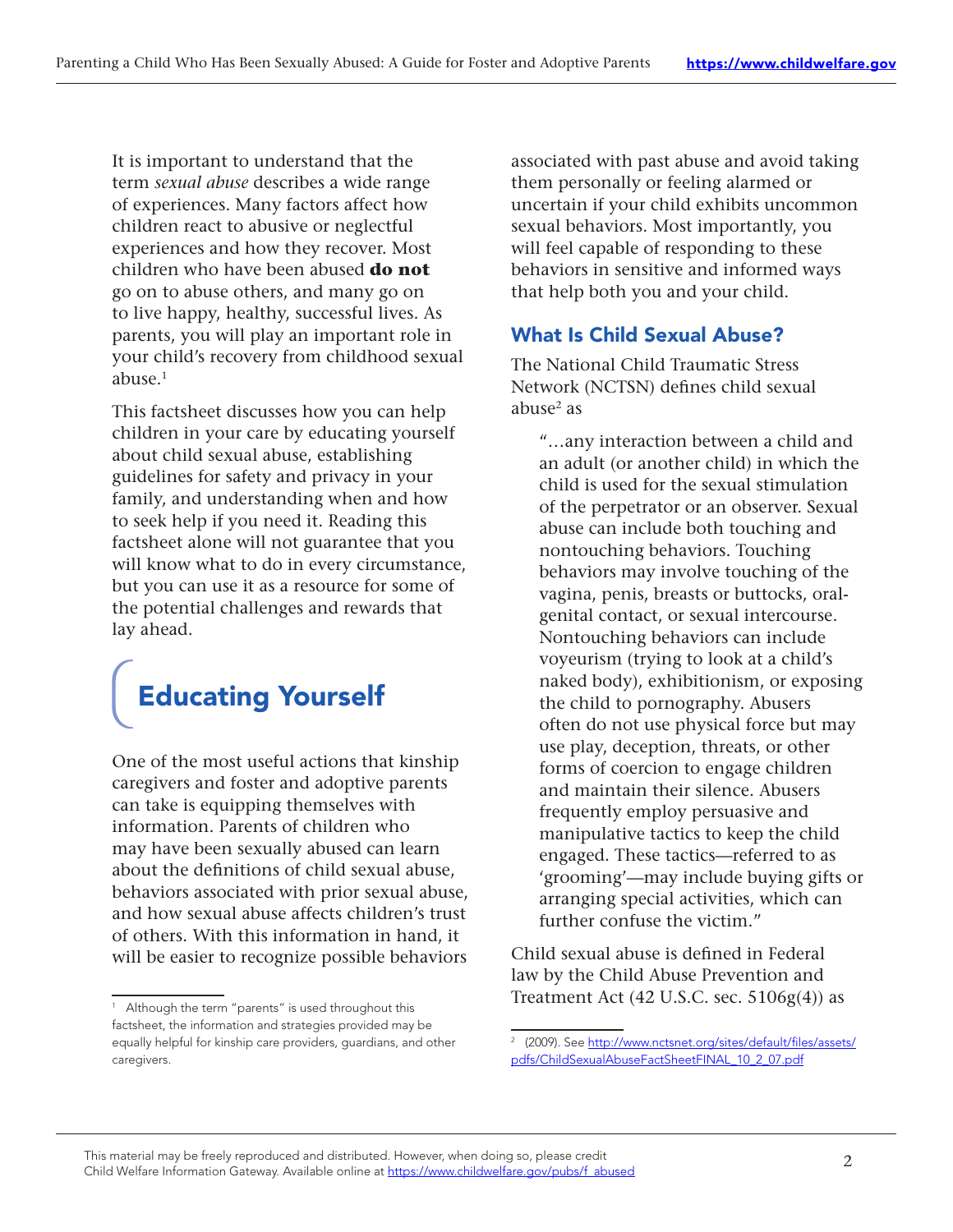It is important to understand that the term *sexual abuse* describes a wide range of experiences. Many factors affect how children react to abusive or neglectful experiences and how they recover. Most children who have been abused **do not** go on to abuse others, and many go on to live happy, healthy, successful lives. As parents, you will play an important role in your child's recovery from childhood sexual abuse.[1]

This factsheet discusses how you can help children in your care by educating yourself about child sexual abuse, establishing guidelines for safety and privacy in your family, and understanding when and how to seek help if you need it. Reading this factsheet alone will not guarantee that you will know what to do in every circumstance, but you can use it as a resource for some of the potential challenges and rewards that lay ahead.

# Educating Yourself

One of the most useful actions that kinship caregivers and foster and adoptive parents can take is equipping themselves with information. Parents of children who may have been sexually abused can learn about the definitions of child sexual abuse, behaviors associated with prior sexual abuse, and how sexual abuse affects children's trust of others. With this information in hand, it will be easier to recognize possible behaviors associated with past abuse and avoid taking them personally or feeling alarmed or uncertain if your child exhibits uncommon sexual behaviors. Most importantly, you will feel capable of responding to these behaviors in sensitive and informed ways that help both you and your child.

## What Is Child Sexual Abuse?

The National Child Traumatic Stress Network (NCTSN) defines child sexual abuse[2] as

> "…any interaction between a child and an adult (or another child) in which the child is used for the sexual stimulation of the perpetrator or an observer. Sexual abuse can include both touching and nontouching behaviors. Touching behaviors may involve touching of the vagina, penis, breasts or buttocks, oral-genital contact, or sexual intercourse. Nontouching behaviors can include voyeurism (trying to look at a child's naked body), exhibitionism, or exposing the child to pornography. Abusers often do not use physical force but may use play, deception, threats, or other forms of coercion to engage children and maintain their silence. Abusers frequently employ persuasive and manipulative tactics to keep the child engaged. These tactics—referred to as 'grooming'—may include buying gifts or arranging special activities, which can further confuse the victim."

Child sexual abuse is defined in Federal law by the Child Abuse Prevention and Treatment Act (42 U.S.C. sec. 5106g(4)) as

---

[1] Although the term "parents" is used throughout this factsheet, the information and strategies provided may be equally helpful for kinship care providers, guardians, and other caregivers.

[2] (2009). See http://www.nctsnet.org/sites/default/files/assets/pdfs/ChildSexualAbuseFactSheetFINAL_10_2_07.pdf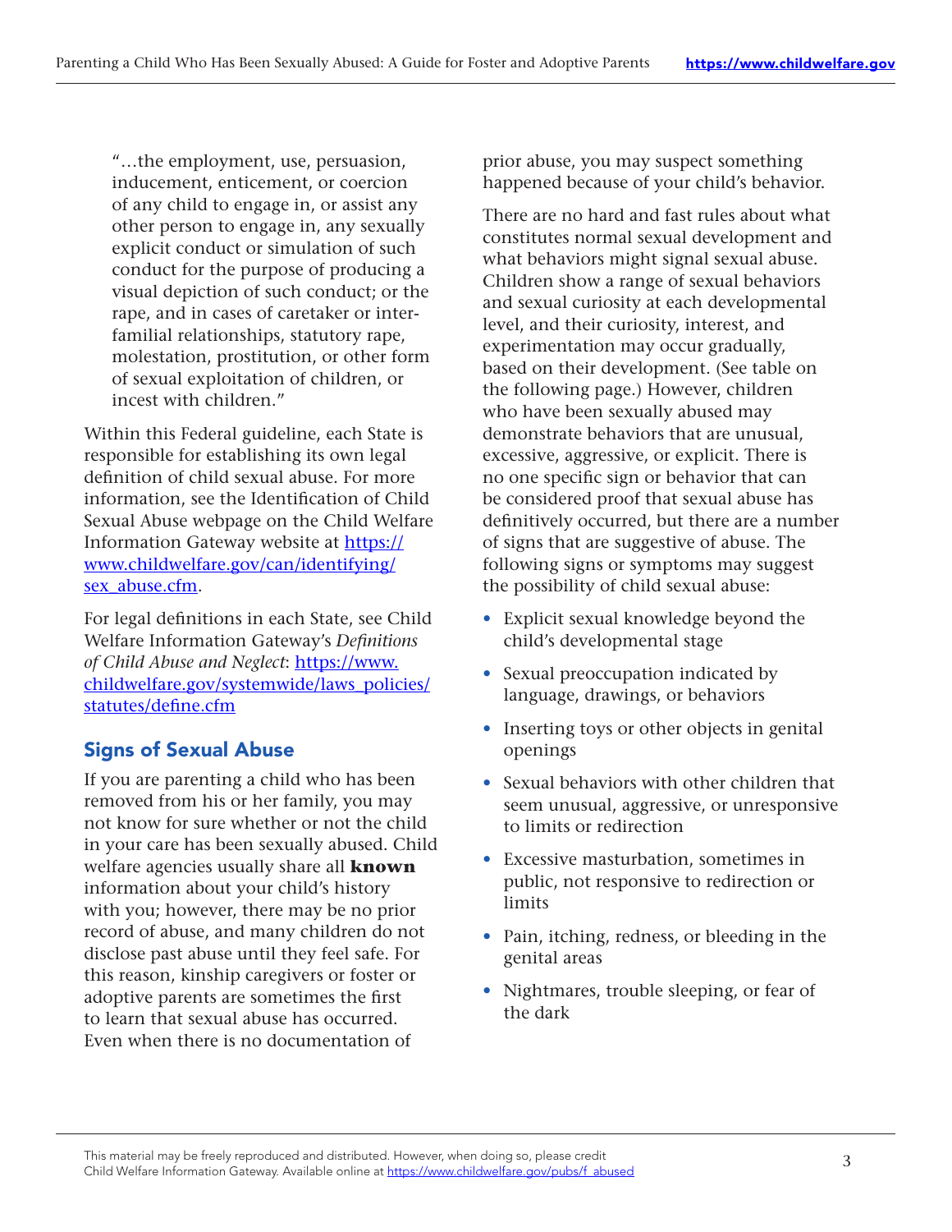"…the employment, use, persuasion, inducement, enticement, or coercion of any child to engage in, or assist any other person to engage in, any sexually explicit conduct or simulation of such conduct for the purpose of producing a visual depiction of such conduct; or the rape, and in cases of caretaker or inter-familial relationships, statutory rape, molestation, prostitution, or other form of sexual exploitation of children, or incest with children."

Within this Federal guideline, each State is responsible for establishing its own legal definition of child sexual abuse. For more information, see the Identification of Child Sexual Abuse webpage on the Child Welfare Information Gateway website at https://www.childwelfare.gov/can/identifying/sex_abuse.cfm.

For legal definitions in each State, see Child Welfare Information Gateway's *Definitions of Child Abuse and Neglect*: https://www.childwelfare.gov/systemwide/laws_policies/statutes/define.cfm

## Signs of Sexual Abuse

If you are parenting a child who has been removed from his or her family, you may not know for sure whether or not the child in your care has been sexually abused. Child welfare agencies usually share all **known** information about your child's history with you; however, there may be no prior record of abuse, and many children do not disclose past abuse until they feel safe. For this reason, kinship caregivers or foster or adoptive parents are sometimes the first to learn that sexual abuse has occurred. Even when there is no documentation of prior abuse, you may suspect something happened because of your child's behavior.

There are no hard and fast rules about what constitutes normal sexual development and what behaviors might signal sexual abuse. Children show a range of sexual behaviors and sexual curiosity at each developmental level, and their curiosity, interest, and experimentation may occur gradually, based on their development. (See table on the following page.) However, children who have been sexually abused may demonstrate behaviors that are unusual, excessive, aggressive, or explicit. There is no one specific sign or behavior that can be considered proof that sexual abuse has definitively occurred, but there are a number of signs that are suggestive of abuse. The following signs or symptoms may suggest the possibility of child sexual abuse:

- Explicit sexual knowledge beyond the child's developmental stage
- Sexual preoccupation indicated by language, drawings, or behaviors
- Inserting toys or other objects in genital openings
- Sexual behaviors with other children that seem unusual, aggressive, or unresponsive to limits or redirection
- Excessive masturbation, sometimes in public, not responsive to redirection or limits
- Pain, itching, redness, or bleeding in the genital areas
- Nightmares, trouble sleeping, or fear of the dark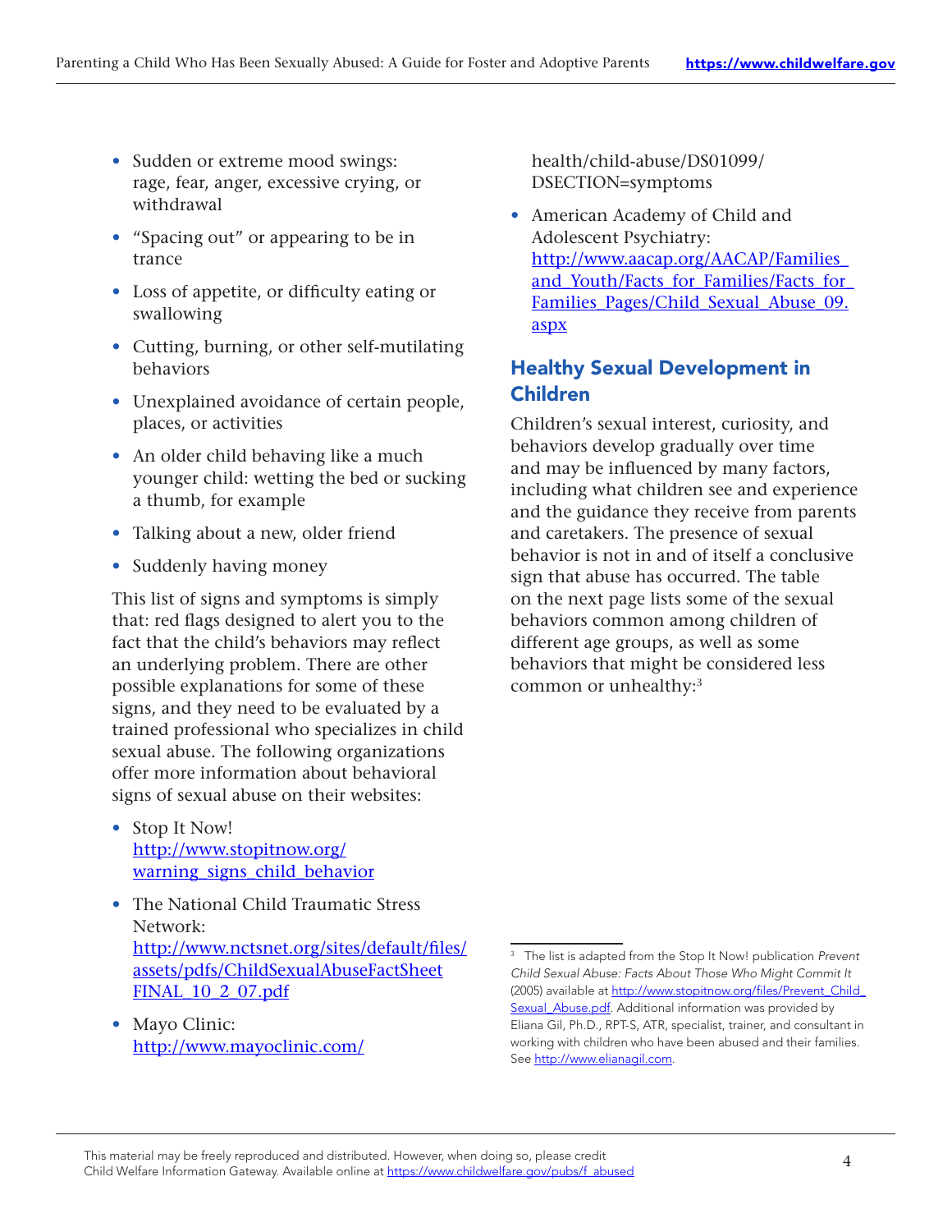- Sudden or extreme mood swings: rage, fear, anger, excessive crying, or withdrawal
- "Spacing out" or appearing to be in trance
- Loss of appetite, or difficulty eating or swallowing
- Cutting, burning, or other self-mutilating behaviors
- Unexplained avoidance of certain people, places, or activities
- An older child behaving like a much younger child: wetting the bed or sucking a thumb, for example
- Talking about a new, older friend
- Suddenly having money

This list of signs and symptoms is simply that: red flags designed to alert you to the fact that the child's behaviors may reflect an underlying problem. There are other possible explanations for some of these signs, and they need to be evaluated by a trained professional who specializes in child sexual abuse. The following organizations offer more information about behavioral signs of sexual abuse on their websites:

- Stop It Now! http://www.stopitnow.org/warning_signs_child_behavior
- The National Child Traumatic Stress Network: http://www.nctsnet.org/sites/default/files/assets/pdfs/ChildSexualAbuseFactSheetFINAL_10_2_07.pdf
- Mayo Clinic: http://www.mayoclinic.com/health/child-abuse/DS01099/DSECTION=symptoms
- American Academy of Child and Adolescent Psychiatry: http://www.aacap.org/AACAP/Families_and_Youth/Facts_for_Families/Facts_for_Families_Pages/Child_Sexual_Abuse_09.aspx

## Healthy Sexual Development in Children

Children's sexual interest, curiosity, and behaviors develop gradually over time and may be influenced by many factors, including what children see and experience and the guidance they receive from parents and caretakers. The presence of sexual behavior is not in and of itself a conclusive sign that abuse has occurred. The table on the next page lists some of the sexual behaviors common among children of different age groups, as well as some behaviors that might be considered less common or unhealthy:[3]

[3] The list is adapted from the Stop It Now! publication *Prevent Child Sexual Abuse: Facts About Those Who Might Commit It* (2005) available at http://www.stopitnow.org/files/Prevent_Child_Sexual_Abuse.pdf. Additional information was provided by Eliana Gil, Ph.D., RPT-S, ATR, specialist, trainer, and consultant in working with children who have been abused and their families. See http://www.elianagil.com.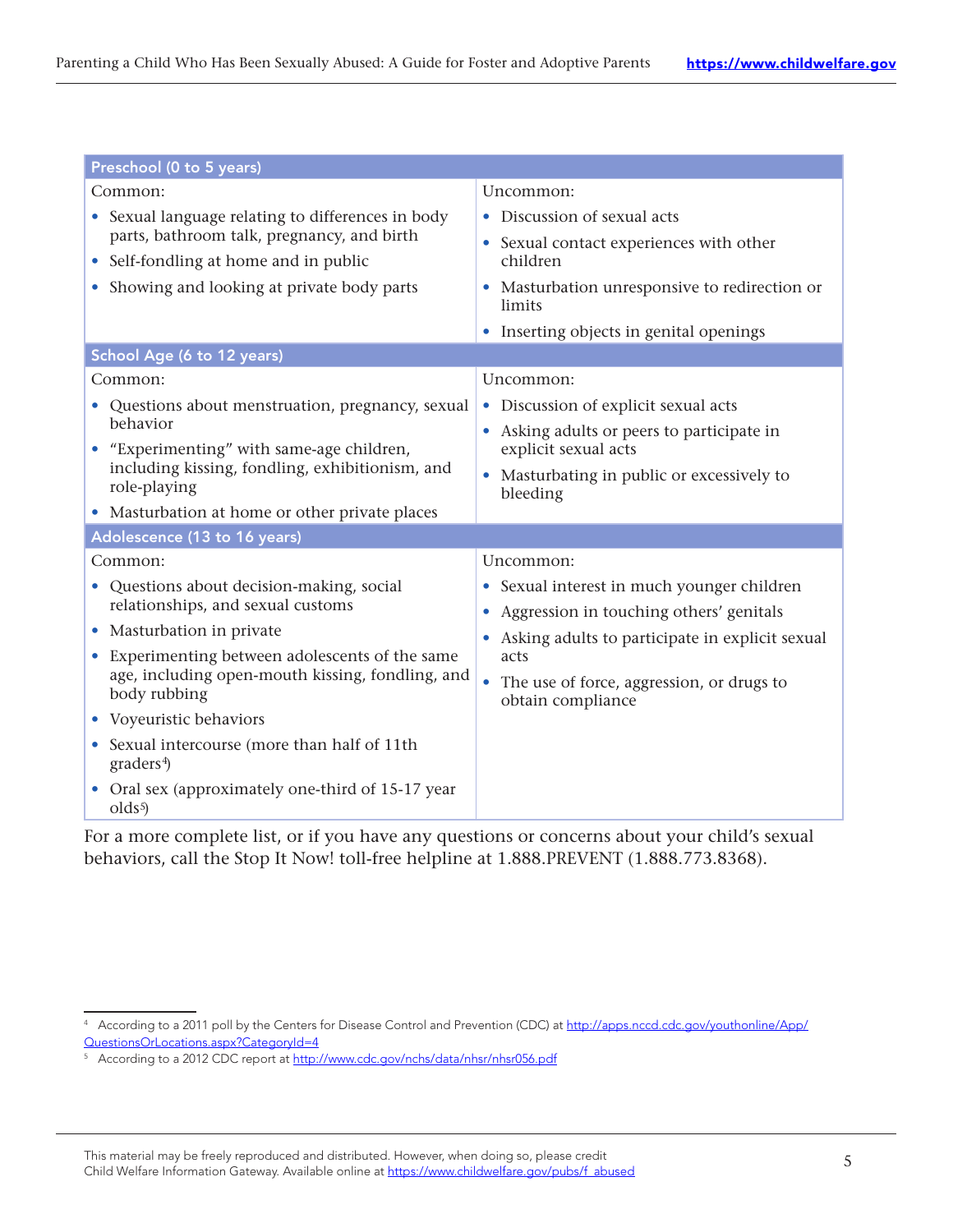| Preschool (0 to 5 years) | |
|---|---|
| Common:<br>• Sexual language relating to differences in body parts, bathroom talk, pregnancy, and birth<br>• Self-fondling at home and in public<br>• Showing and looking at private body parts | Uncommon:<br>• Discussion of sexual acts<br>• Sexual contact experiences with other children<br>• Masturbation unresponsive to redirection or limits<br>• Inserting objects in genital openings |
| **School Age (6 to 12 years)** | |
| Common:<br>• Questions about menstruation, pregnancy, sexual behavior<br>• "Experimenting" with same-age children, including kissing, fondling, exhibitionism, and role-playing<br>• Masturbation at home or other private places | Uncommon:<br>• Discussion of explicit sexual acts<br>• Asking adults or peers to participate in explicit sexual acts<br>• Masturbating in public or excessively to bleeding |
| **Adolescence (13 to 16 years)** | |
| Common:<br>• Questions about decision-making, social relationships, and sexual customs<br>• Masturbation in private<br>• Experimenting between adolescents of the same age, including open-mouth kissing, fondling, and body rubbing<br>• Voyeuristic behaviors<br>• Sexual intercourse (more than half of 11th graders[4])<br>• Oral sex (approximately one-third of 15-17 year olds[5]) | Uncommon:<br>• Sexual interest in much younger children<br>• Aggression in touching others' genitals<br>• Asking adults to participate in explicit sexual acts<br>• The use of force, aggression, or drugs to obtain compliance |

For a more complete list, or if you have any questions or concerns about your child's sexual behaviors, call the Stop It Now! toll-free helpline at 1.888.PREVENT (1.888.773.8368).

---

[4] According to a 2011 poll by the Centers for Disease Control and Prevention (CDC) at http://apps.nccd.cdc.gov/youthonline/App/QuestionsOrLocations.aspx?CategoryId=4

[5] According to a 2012 CDC report at http://www.cdc.gov/nchs/data/nhsr/nhsr056.pdf

This material may be freely reproduced and distributed. However, when doing so, please credit Child Welfare Information Gateway. Available online at https://www.childwelfare.gov/pubs/f_abused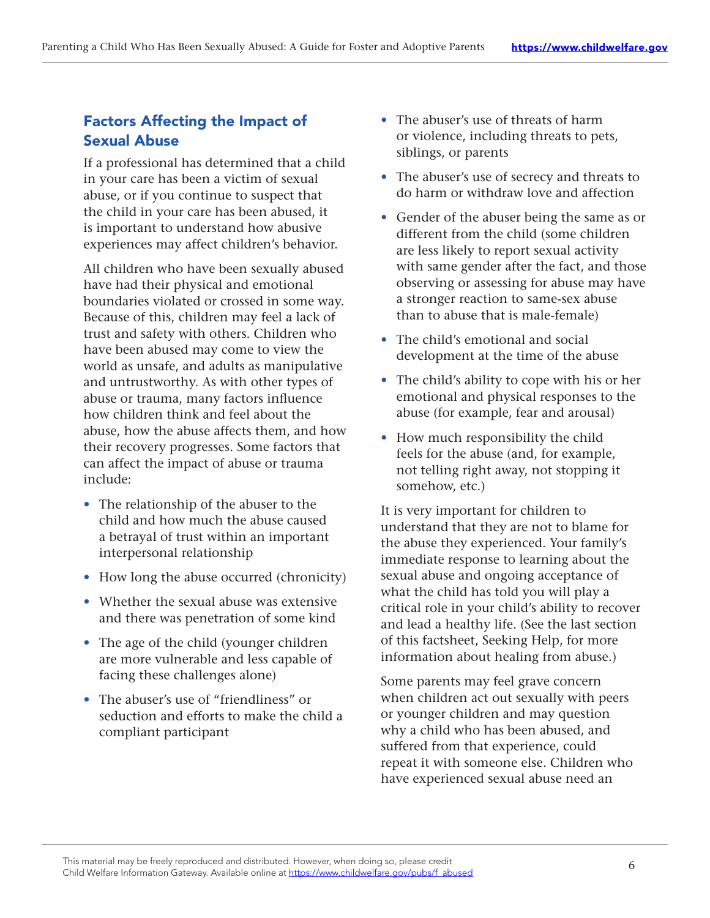## Factors Affecting the Impact of Sexual Abuse

If a professional has determined that a child in your care has been a victim of sexual abuse, or if you continue to suspect that the child in your care has been abused, it is important to understand how abusive experiences may affect children's behavior.

All children who have been sexually abused have had their physical and emotional boundaries violated or crossed in some way. Because of this, children may feel a lack of trust and safety with others. Children who have been abused may come to view the world as unsafe, and adults as manipulative and untrustworthy. As with other types of abuse or trauma, many factors influence how children think and feel about the abuse, how the abuse affects them, and how their recovery progresses. Some factors that can affect the impact of abuse or trauma include:

- The relationship of the abuser to the child and how much the abuse caused a betrayal of trust within an important interpersonal relationship
- How long the abuse occurred (chronicity)
- Whether the sexual abuse was extensive and there was penetration of some kind
- The age of the child (younger children are more vulnerable and less capable of facing these challenges alone)
- The abuser's use of "friendliness" or seduction and efforts to make the child a compliant participant
- The abuser's use of threats of harm or violence, including threats to pets, siblings, or parents
- The abuser's use of secrecy and threats to do harm or withdraw love and affection
- Gender of the abuser being the same as or different from the child (some children are less likely to report sexual activity with same gender after the fact, and those observing or assessing for abuse may have a stronger reaction to same-sex abuse than to abuse that is male-female)
- The child's emotional and social development at the time of the abuse
- The child's ability to cope with his or her emotional and physical responses to the abuse (for example, fear and arousal)
- How much responsibility the child feels for the abuse (and, for example, not telling right away, not stopping it somehow, etc.)

It is very important for children to understand that they are not to blame for the abuse they experienced. Your family's immediate response to learning about the sexual abuse and ongoing acceptance of what the child has told you will play a critical role in your child's ability to recover and lead a healthy life. (See the last section of this factsheet, Seeking Help, for more information about healing from abuse.)

Some parents may feel grave concern when children act out sexually with peers or younger children and may question why a child who has been abused, and suffered from that experience, could repeat it with someone else. Children who have experienced sexual abuse need an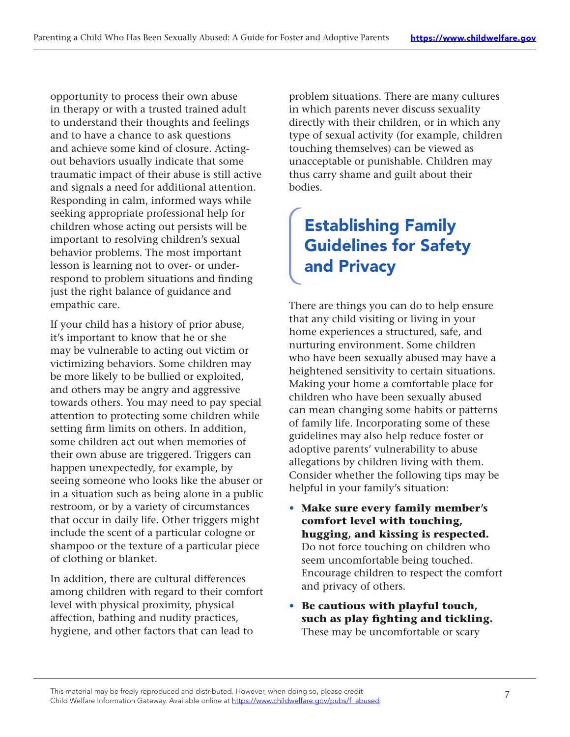opportunity to process their own abuse in therapy or with a trusted trained adult to understand their thoughts and feelings and to have a chance to ask questions and achieve some kind of closure. Acting-out behaviors usually indicate that some traumatic impact of their abuse is still active and signals a need for additional attention. Responding in calm, informed ways while seeking appropriate professional help for children whose acting out persists will be important to resolving children's sexual behavior problems. The most important lesson is learning not to over- or under-respond to problem situations and finding just the right balance of guidance and empathic care.

If your child has a history of prior abuse, it's important to know that he or she may be vulnerable to acting out victim or victimizing behaviors. Some children may be more likely to be bullied or exploited, and others may be angry and aggressive towards others. You may need to pay special attention to protecting some children while setting firm limits on others. In addition, some children act out when memories of their own abuse are triggered. Triggers can happen unexpectedly, for example, by seeing someone who looks like the abuser or in a situation such as being alone in a public restroom, or by a variety of circumstances that occur in daily life. Other triggers might include the scent of a particular cologne or shampoo or the texture of a particular piece of clothing or blanket.

In addition, there are cultural differences among children with regard to their comfort level with physical proximity, physical affection, bathing and nudity practices, hygiene, and other factors that can lead to problem situations. There are many cultures in which parents never discuss sexuality directly with their children, or in which any type of sexual activity (for example, children touching themselves) can be viewed as unacceptable or punishable. Children may thus carry shame and guilt about their bodies.

## Establishing Family Guidelines for Safety and Privacy

There are things you can do to help ensure that any child visiting or living in your home experiences a structured, safe, and nurturing environment. Some children who have been sexually abused may have a heightened sensitivity to certain situations. Making your home a comfortable place for children who have been sexually abused can mean changing some habits or patterns of family life. Incorporating some of these guidelines may also help reduce foster or adoptive parents' vulnerability to abuse allegations by children living with them. Consider whether the following tips may be helpful in your family's situation:

- **Make sure every family member's comfort level with touching, hugging, and kissing is respected.** Do not force touching on children who seem uncomfortable being touched. Encourage children to respect the comfort and privacy of others.
- **Be cautious with playful touch, such as play fighting and tickling.** These may be uncomfortable or scary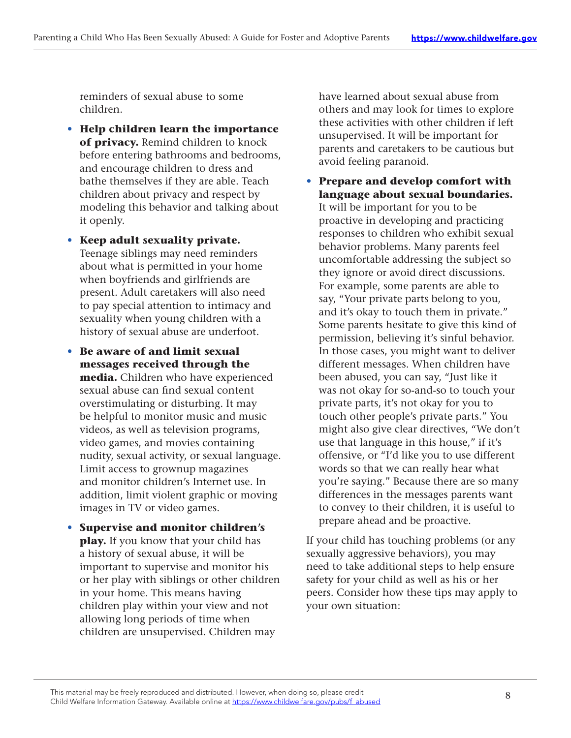reminders of sexual abuse to some children.

- **Help children learn the importance of privacy.** Remind children to knock before entering bathrooms and bedrooms, and encourage children to dress and bathe themselves if they are able. Teach children about privacy and respect by modeling this behavior and talking about it openly.
- **Keep adult sexuality private.** Teenage siblings may need reminders about what is permitted in your home when boyfriends and girlfriends are present. Adult caretakers will also need to pay special attention to intimacy and sexuality when young children with a history of sexual abuse are underfoot.
- **Be aware of and limit sexual messages received through the media.** Children who have experienced sexual abuse can find sexual content overstimulating or disturbing. It may be helpful to monitor music and music videos, as well as television programs, video games, and movies containing nudity, sexual activity, or sexual language. Limit access to grownup magazines and monitor children's Internet use. In addition, limit violent graphic or moving images in TV or video games.
- **Supervise and monitor children's play.** If you know that your child has a history of sexual abuse, it will be important to supervise and monitor his or her play with siblings or other children in your home. This means having children play within your view and not allowing long periods of time when children are unsupervised. Children may have learned about sexual abuse from others and may look for times to explore these activities with other children if left unsupervised. It will be important for parents and caretakers to be cautious but avoid feeling paranoid.
- **Prepare and develop comfort with language about sexual boundaries.** It will be important for you to be proactive in developing and practicing responses to children who exhibit sexual behavior problems. Many parents feel uncomfortable addressing the subject so they ignore or avoid direct discussions. For example, some parents are able to say, "Your private parts belong to you, and it's okay to touch them in private." Some parents hesitate to give this kind of permission, believing it's sinful behavior. In those cases, you might want to deliver different messages. When children have been abused, you can say, "Just like it was not okay for so-and-so to touch your private parts, it's not okay for you to touch other people's private parts." You might also give clear directives, "We don't use that language in this house," if it's offensive, or "I'd like you to use different words so that we can really hear what you're saying." Because there are so many differences in the messages parents want to convey to their children, it is useful to prepare ahead and be proactive.

If your child has touching problems (or any sexually aggressive behaviors), you may need to take additional steps to help ensure safety for your child as well as his or her peers. Consider how these tips may apply to your own situation: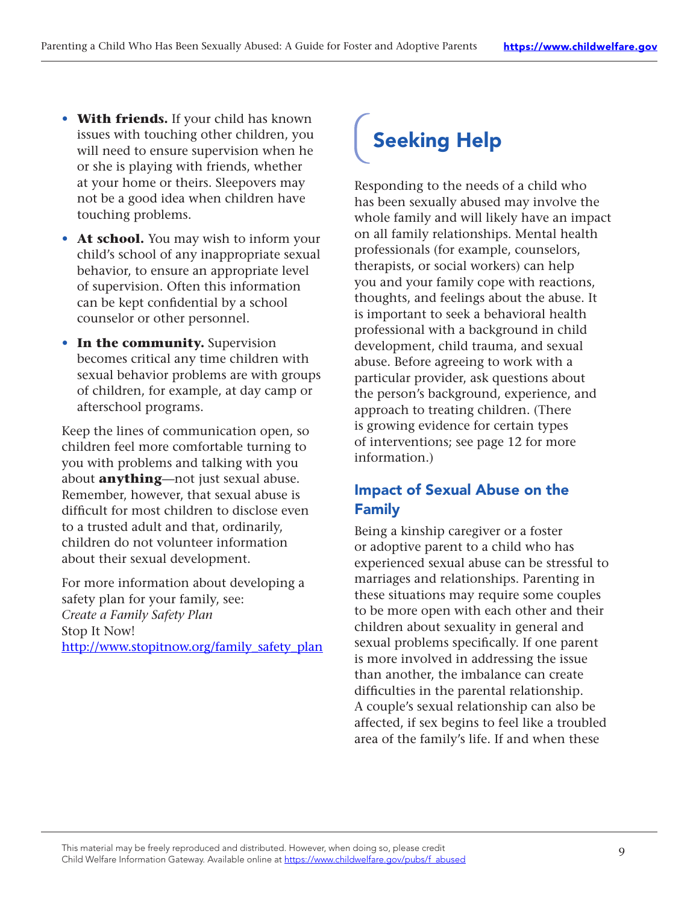- **With friends.** If your child has known issues with touching other children, you will need to ensure supervision when he or she is playing with friends, whether at your home or theirs. Sleepovers may not be a good idea when children have touching problems.
- **At school.** You may wish to inform your child's school of any inappropriate sexual behavior, to ensure an appropriate level of supervision. Often this information can be kept confidential by a school counselor or other personnel.
- **In the community.** Supervision becomes critical any time children with sexual behavior problems are with groups of children, for example, at day camp or afterschool programs.

Keep the lines of communication open, so children feel more comfortable turning to you with problems and talking with you about **anything**—not just sexual abuse. Remember, however, that sexual abuse is difficult for most children to disclose even to a trusted adult and that, ordinarily, children do not volunteer information about their sexual development.

For more information about developing a safety plan for your family, see:
*Create a Family Safety Plan*
Stop It Now!
http://www.stopitnow.org/family_safety_plan

# Seeking Help

Responding to the needs of a child who has been sexually abused may involve the whole family and will likely have an impact on all family relationships. Mental health professionals (for example, counselors, therapists, or social workers) can help you and your family cope with reactions, thoughts, and feelings about the abuse. It is important to seek a behavioral health professional with a background in child development, child trauma, and sexual abuse. Before agreeing to work with a particular provider, ask questions about the person's background, experience, and approach to treating children. (There is growing evidence for certain types of interventions; see page 12 for more information.)

## Impact of Sexual Abuse on the Family

Being a kinship caregiver or a foster or adoptive parent to a child who has experienced sexual abuse can be stressful to marriages and relationships. Parenting in these situations may require some couples to be more open with each other and their children about sexuality in general and sexual problems specifically. If one parent is more involved in addressing the issue than another, the imbalance can create difficulties in the parental relationship. A couple's sexual relationship can also be affected, if sex begins to feel like a troubled area of the family's life. If and when these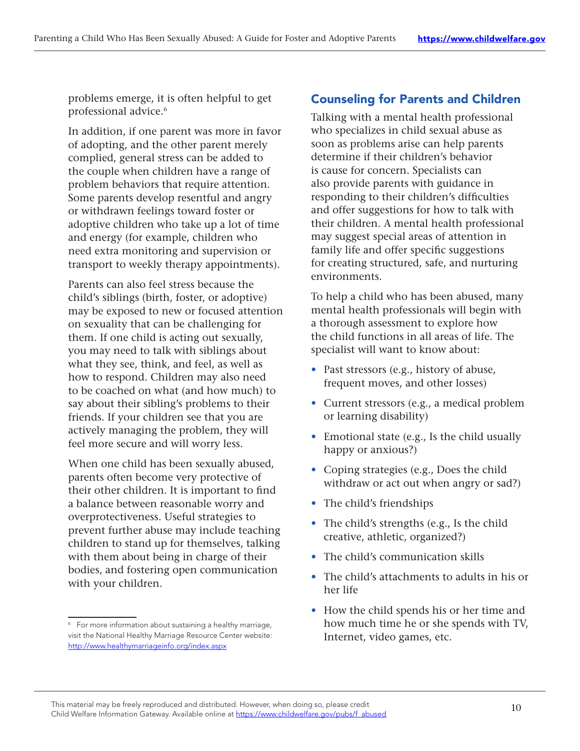problems emerge, it is often helpful to get professional advice.[6]

In addition, if one parent was more in favor of adopting, and the other parent merely complied, general stress can be added to the couple when children have a range of problem behaviors that require attention. Some parents develop resentful and angry or withdrawn feelings toward foster or adoptive children who take up a lot of time and energy (for example, children who need extra monitoring and supervision or transport to weekly therapy appointments).

Parents can also feel stress because the child's siblings (birth, foster, or adoptive) may be exposed to new or focused attention on sexuality that can be challenging for them. If one child is acting out sexually, you may need to talk with siblings about what they see, think, and feel, as well as how to respond. Children may also need to be coached on what (and how much) to say about their sibling's problems to their friends. If your children see that you are actively managing the problem, they will feel more secure and will worry less.

When one child has been sexually abused, parents often become very protective of their other children. It is important to find a balance between reasonable worry and overprotectiveness. Useful strategies to prevent further abuse may include teaching children to stand up for themselves, talking with them about being in charge of their bodies, and fostering open communication with your children.

[6] For more information about sustaining a healthy marriage, visit the National Healthy Marriage Resource Center website: http://www.healthymarriageinfo.org/index.aspx

## Counseling for Parents and Children

Talking with a mental health professional who specializes in child sexual abuse as soon as problems arise can help parents determine if their children's behavior is cause for concern. Specialists can also provide parents with guidance in responding to their children's difficulties and offer suggestions for how to talk with their children. A mental health professional may suggest special areas of attention in family life and offer specific suggestions for creating structured, safe, and nurturing environments.

To help a child who has been abused, many mental health professionals will begin with a thorough assessment to explore how the child functions in all areas of life. The specialist will want to know about:

- Past stressors (e.g., history of abuse, frequent moves, and other losses)
- Current stressors (e.g., a medical problem or learning disability)
- Emotional state (e.g., Is the child usually happy or anxious?)
- Coping strategies (e.g., Does the child withdraw or act out when angry or sad?)
- The child's friendships
- The child's strengths (e.g., Is the child creative, athletic, organized?)
- The child's communication skills
- The child's attachments to adults in his or her life
- How the child spends his or her time and how much time he or she spends with TV, Internet, video games, etc.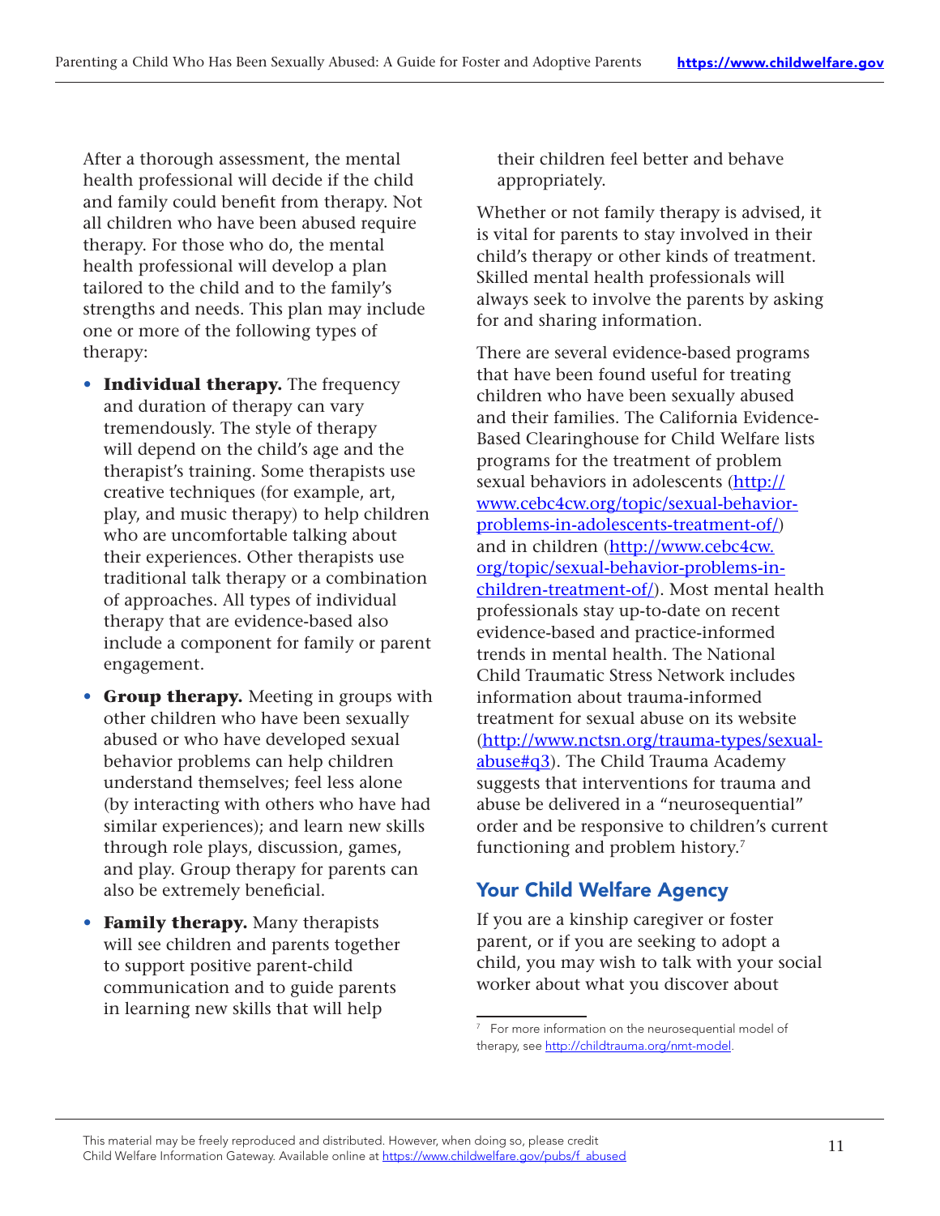After a thorough assessment, the mental health professional will decide if the child and family could benefit from therapy. Not all children who have been abused require therapy. For those who do, the mental health professional will develop a plan tailored to the child and to the family's strengths and needs. This plan may include one or more of the following types of therapy:

- **Individual therapy.** The frequency and duration of therapy can vary tremendously. The style of therapy will depend on the child's age and the therapist's training. Some therapists use creative techniques (for example, art, play, and music therapy) to help children who are uncomfortable talking about their experiences. Other therapists use traditional talk therapy or a combination of approaches. All types of individual therapy that are evidence-based also include a component for family or parent engagement.
- **Group therapy.** Meeting in groups with other children who have been sexually abused or who have developed sexual behavior problems can help children understand themselves; feel less alone (by interacting with others who have had similar experiences); and learn new skills through role plays, discussion, games, and play. Group therapy for parents can also be extremely beneficial.
- **Family therapy.** Many therapists will see children and parents together to support positive parent-child communication and to guide parents in learning new skills that will help their children feel better and behave appropriately.

Whether or not family therapy is advised, it is vital for parents to stay involved in their child's therapy or other kinds of treatment. Skilled mental health professionals will always seek to involve the parents by asking for and sharing information.

There are several evidence-based programs that have been found useful for treating children who have been sexually abused and their families. The California Evidence-Based Clearinghouse for Child Welfare lists programs for the treatment of problem sexual behaviors in adolescents (http://www.cebc4cw.org/topic/sexual-behavior-problems-in-adolescents-treatment-of/) and in children (http://www.cebc4cw.org/topic/sexual-behavior-problems-in-children-treatment-of/). Most mental health professionals stay up-to-date on recent evidence-based and practice-informed trends in mental health. The National Child Traumatic Stress Network includes information about trauma-informed treatment for sexual abuse on its website (http://www.nctsn.org/trauma-types/sexual-abuse#q3). The Child Trauma Academy suggests that interventions for trauma and abuse be delivered in a "neurosequential" order and be responsive to children's current functioning and problem history.[7]

## Your Child Welfare Agency

If you are a kinship caregiver or foster parent, or if you are seeking to adopt a child, you may wish to talk with your social worker about what you discover about

[7] For more information on the neurosequential model of therapy, see http://childtrauma.org/nmt-model.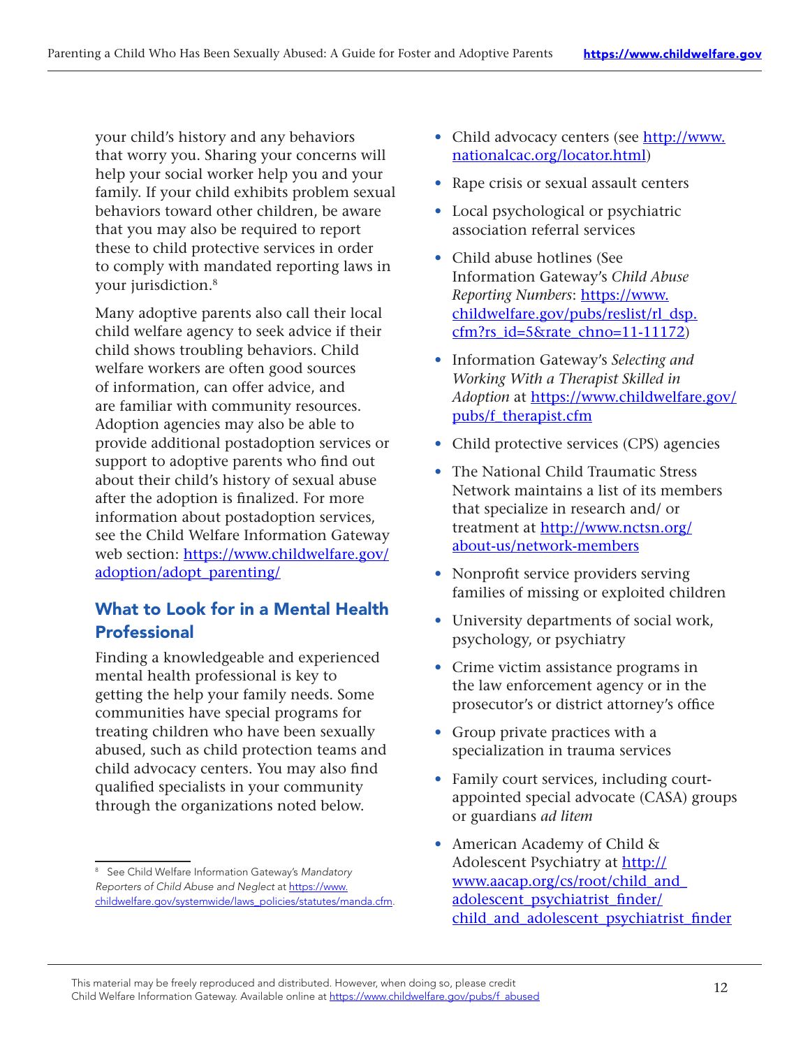your child's history and any behaviors that worry you. Sharing your concerns will help your social worker help you and your family. If your child exhibits problem sexual behaviors toward other children, be aware that you may also be required to report these to child protective services in order to comply with mandated reporting laws in your jurisdiction.[8]

Many adoptive parents also call their local child welfare agency to seek advice if their child shows troubling behaviors. Child welfare workers are often good sources of information, can offer advice, and are familiar with community resources. Adoption agencies may also be able to provide additional postadoption services or support to adoptive parents who find out about their child's history of sexual abuse after the adoption is finalized. For more information about postadoption services, see the Child Welfare Information Gateway web section: https://www.childwelfare.gov/adoption/adopt_parenting/

## What to Look for in a Mental Health Professional

Finding a knowledgeable and experienced mental health professional is key to getting the help your family needs. Some communities have special programs for treating children who have been sexually abused, such as child protection teams and child advocacy centers. You may also find qualified specialists in your community through the organizations noted below.

- Child advocacy centers (see http://www.nationalcac.org/locator.html)
- Rape crisis or sexual assault centers
- Local psychological or psychiatric association referral services
- Child abuse hotlines (See Information Gateway's *Child Abuse Reporting Numbers*: https://www.childwelfare.gov/pubs/reslist/rl_dsp.cfm?rs_id=5&rate_chno=11-11172)
- Information Gateway's *Selecting and Working With a Therapist Skilled in Adoption* at https://www.childwelfare.gov/pubs/f_therapist.cfm
- Child protective services (CPS) agencies
- The National Child Traumatic Stress Network maintains a list of its members that specialize in research and/ or treatment at http://www.nctsn.org/about-us/network-members
- Nonprofit service providers serving families of missing or exploited children
- University departments of social work, psychology, or psychiatry
- Crime victim assistance programs in the law enforcement agency or in the prosecutor's or district attorney's office
- Group private practices with a specialization in trauma services
- Family court services, including court-appointed special advocate (CASA) groups or guardians *ad litem*
- American Academy of Child & Adolescent Psychiatry at http://www.aacap.org/cs/root/child_and_adolescent_psychiatrist_finder/child_and_adolescent_psychiatrist_finder

[8] See Child Welfare Information Gateway's *Mandatory Reporters of Child Abuse and Neglect* at https://www.childwelfare.gov/systemwide/laws_policies/statutes/manda.cfm.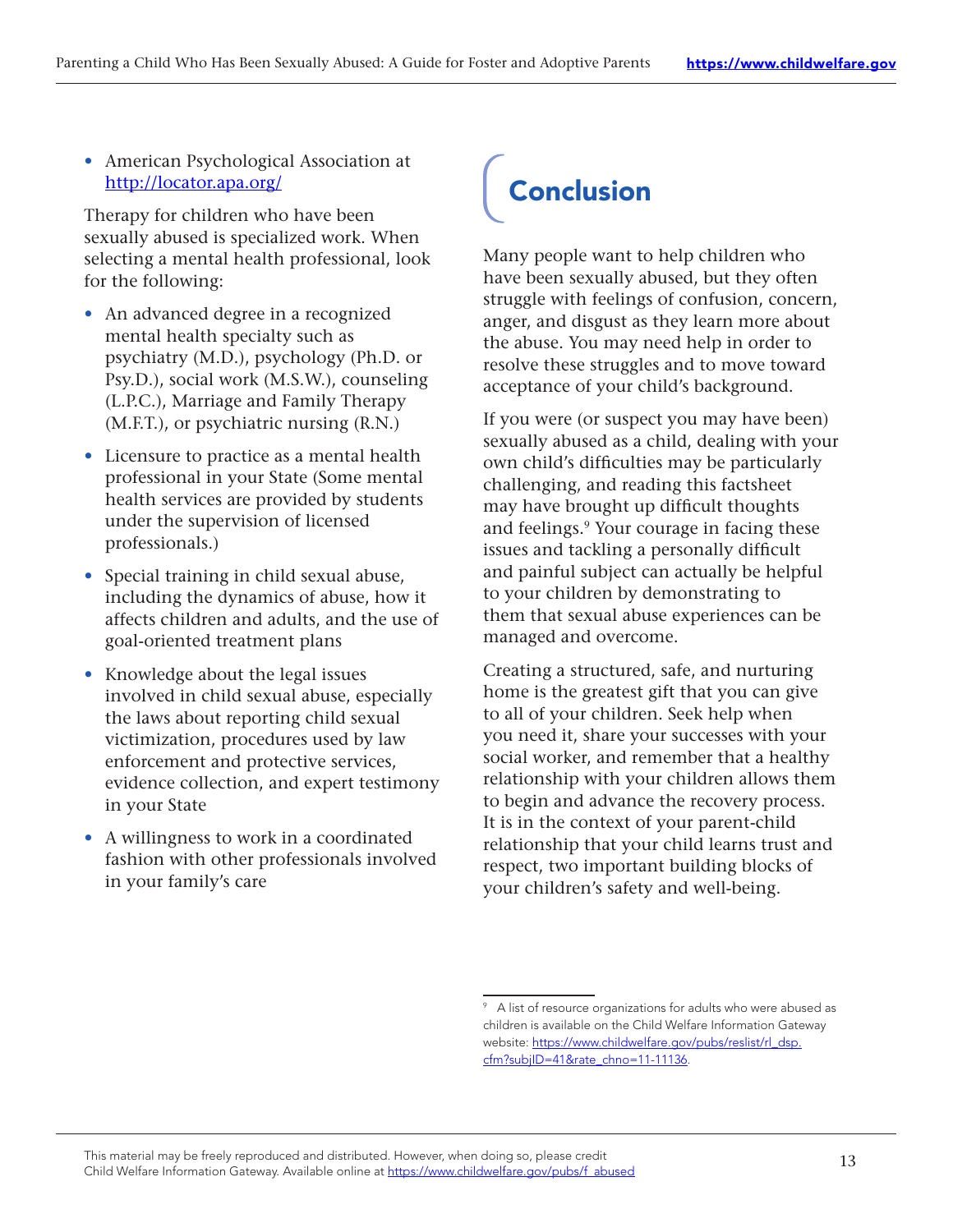- American Psychological Association at http://locator.apa.org/

Therapy for children who have been sexually abused is specialized work. When selecting a mental health professional, look for the following:

- An advanced degree in a recognized mental health specialty such as psychiatry (M.D.), psychology (Ph.D. or Psy.D.), social work (M.S.W.), counseling (L.P.C.), Marriage and Family Therapy (M.F.T.), or psychiatric nursing (R.N.)
- Licensure to practice as a mental health professional in your State (Some mental health services are provided by students under the supervision of licensed professionals.)
- Special training in child sexual abuse, including the dynamics of abuse, how it affects children and adults, and the use of goal-oriented treatment plans
- Knowledge about the legal issues involved in child sexual abuse, especially the laws about reporting child sexual victimization, procedures used by law enforcement and protective services, evidence collection, and expert testimony in your State
- A willingness to work in a coordinated fashion with other professionals involved in your family's care

## Conclusion

Many people want to help children who have been sexually abused, but they often struggle with feelings of confusion, concern, anger, and disgust as they learn more about the abuse. You may need help in order to resolve these struggles and to move toward acceptance of your child's background.

If you were (or suspect you may have been) sexually abused as a child, dealing with your own child's difficulties may be particularly challenging, and reading this factsheet may have brought up difficult thoughts and feelings.[9] Your courage in facing these issues and tackling a personally difficult and painful subject can actually be helpful to your children by demonstrating to them that sexual abuse experiences can be managed and overcome.

Creating a structured, safe, and nurturing home is the greatest gift that you can give to all of your children. Seek help when you need it, share your successes with your social worker, and remember that a healthy relationship with your children allows them to begin and advance the recovery process. It is in the context of your parent-child relationship that your child learns trust and respect, two important building blocks of your children's safety and well-being.

---

[9] A list of resource organizations for adults who were abused as children is available on the Child Welfare Information Gateway website: https://www.childwelfare.gov/pubs/reslist/rl_dsp.cfm?subjID=41&rate_chno=11-11136.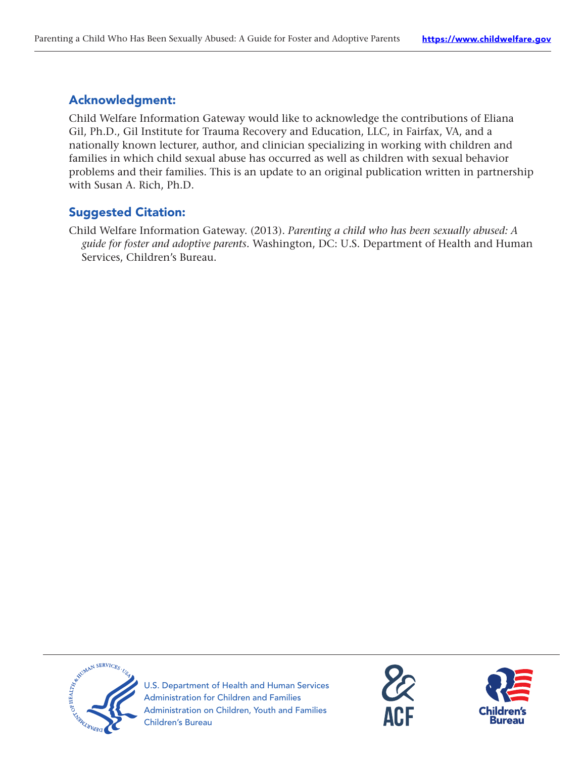## Acknowledgment:

Child Welfare Information Gateway would like to acknowledge the contributions of Eliana Gil, Ph.D., Gil Institute for Trauma Recovery and Education, LLC, in Fairfax, VA, and a nationally known lecturer, author, and clinician specializing in working with children and families in which child sexual abuse has occurred as well as children with sexual behavior problems and their families. This is an update to an original publication written in partnership with Susan A. Rich, Ph.D.

## Suggested Citation:

Child Welfare Information Gateway. (2013). *Parenting a child who has been sexually abused: A guide for foster and adoptive parents*. Washington, DC: U.S. Department of Health and Human Services, Children's Bureau.

U.S. Department of Health and Human Services
Administration for Children and Families
Administration on Children, Youth and Families
Children's Bureau